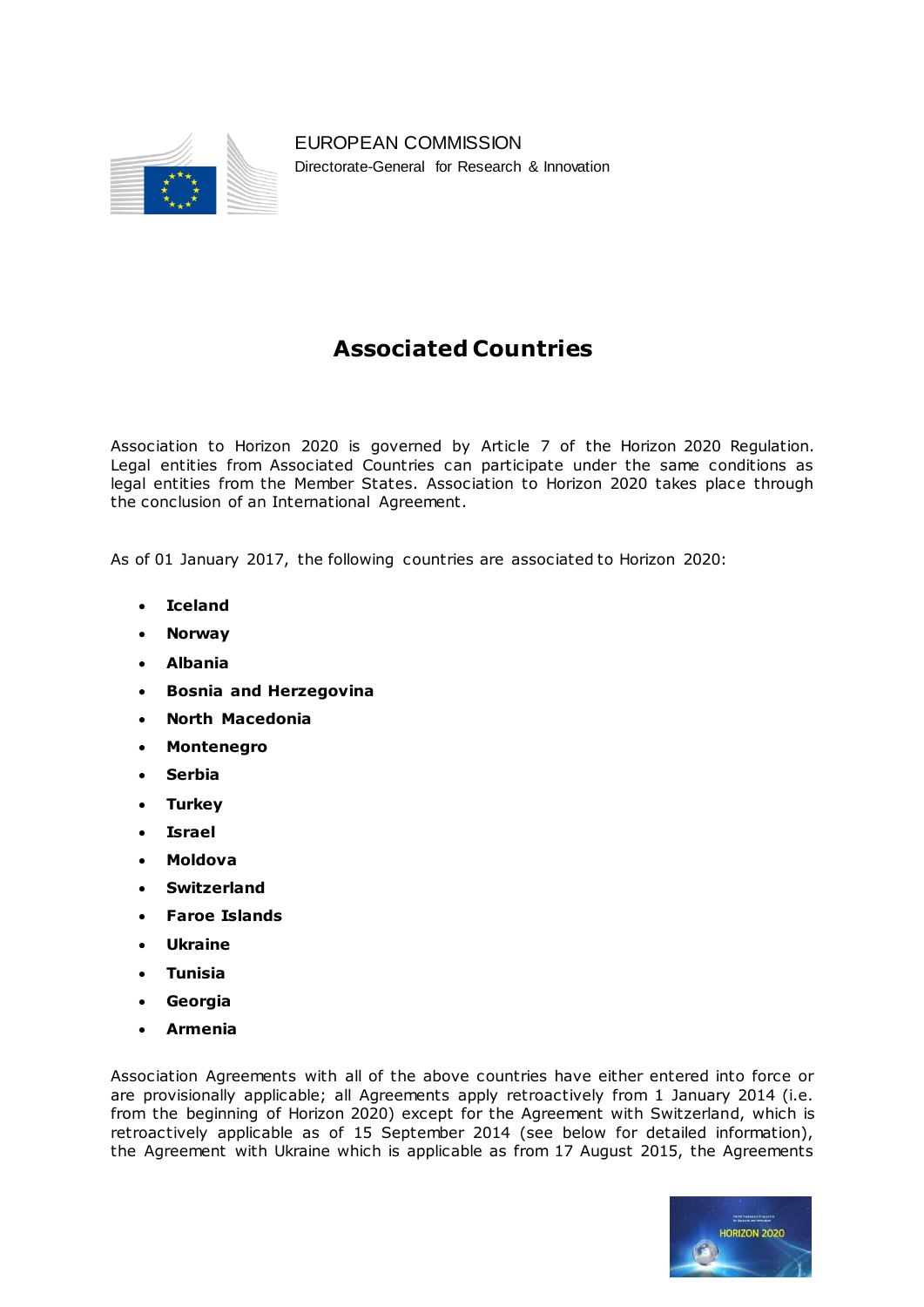EUROPEAN COMMISSION
Directorate-General for Research & Innovation

# Associated Countries

Association to Horizon 2020 is governed by Article 7 of the Horizon 2020 Regulation. Legal entities from Associated Countries can participate under the same conditions as legal entities from the Member States. Association to Horizon 2020 takes place through the conclusion of an International Agreement.

As of 01 January 2017, the following countries are associated to Horizon 2020:

- **Iceland**
- **Norway**
- **Albania**
- **Bosnia and Herzegovina**
- **North Macedonia**
- **Montenegro**
- **Serbia**
- **Turkey**
- **Israel**
- **Moldova**
- **Switzerland**
- **Faroe Islands**
- **Ukraine**
- **Tunisia**
- **Georgia**
- **Armenia**

Association Agreements with all of the above countries have either entered into force or are provisionally applicable; all Agreements apply retroactively from 1 January 2014 (i.e. from the beginning of Horizon 2020) except for the Agreement with Switzerland, which is retroactively applicable as of 15 September 2014 (see below for detailed information), the Agreement with Ukraine which is applicable as from 17 August 2015, the Agreements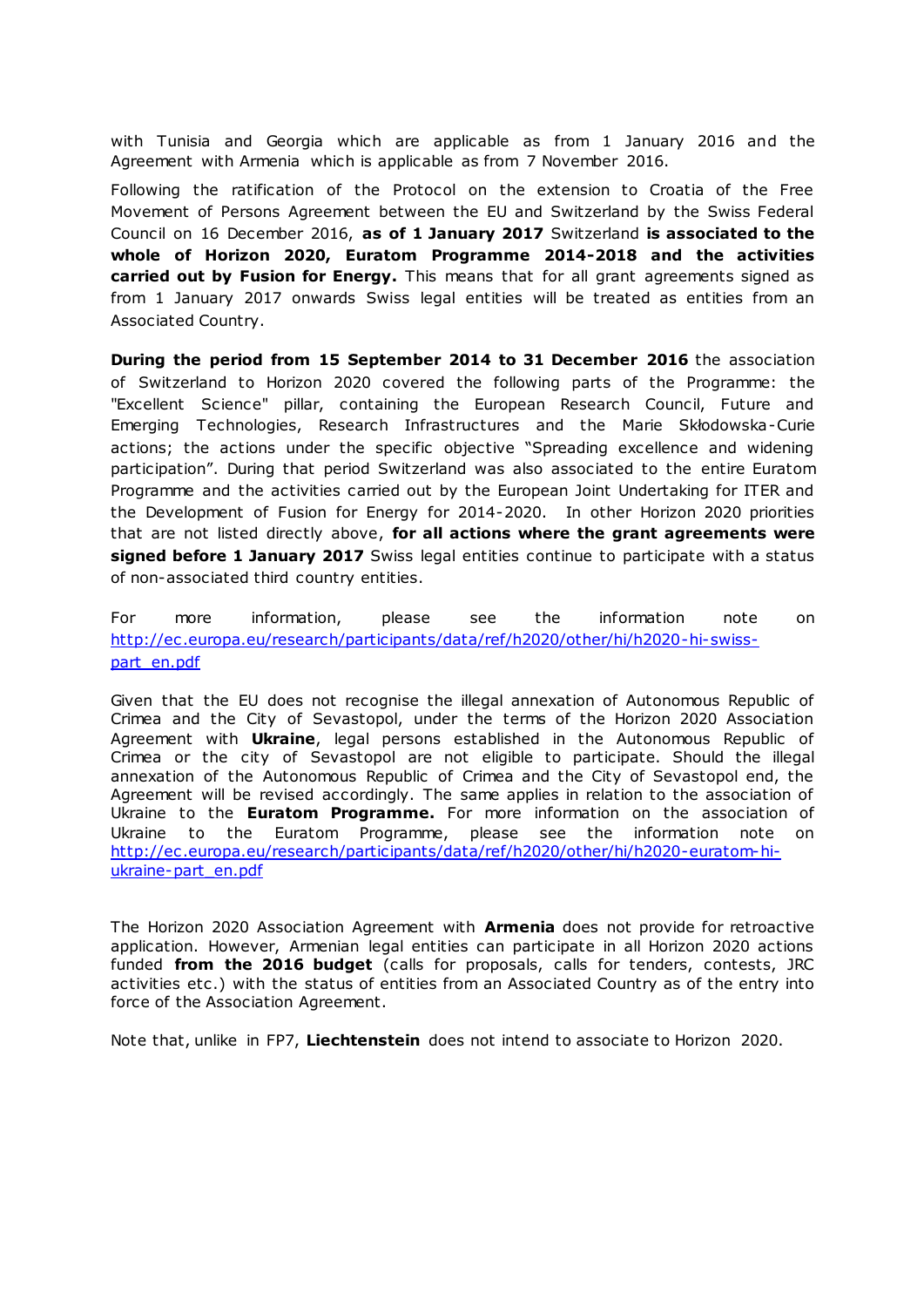with Tunisia and Georgia which are applicable as from 1 January 2016 and the Agreement with Armenia which is applicable as from 7 November 2016.

Following the ratification of the Protocol on the extension to Croatia of the Free Movement of Persons Agreement between the EU and Switzerland by the Swiss Federal Council on 16 December 2016, **as of 1 January 2017** Switzerland **is associated to the whole of Horizon 2020, Euratom Programme 2014-2018 and the activities carried out by Fusion for Energy.** This means that for all grant agreements signed as from 1 January 2017 onwards Swiss legal entities will be treated as entities from an Associated Country.

**During the period from 15 September 2014 to 31 December 2016** the association of Switzerland to Horizon 2020 covered the following parts of the Programme: the "Excellent Science" pillar, containing the European Research Council, Future and Emerging Technologies, Research Infrastructures and the Marie Skłodowska-Curie actions; the actions under the specific objective "Spreading excellence and widening participation". During that period Switzerland was also associated to the entire Euratom Programme and the activities carried out by the European Joint Undertaking for ITER and the Development of Fusion for Energy for 2014-2020. In other Horizon 2020 priorities that are not listed directly above, **for all actions where the grant agreements were signed before 1 January 2017** Swiss legal entities continue to participate with a status of non-associated third country entities.

For more information, please see the information note on [http://ec.europa.eu/research/participants/data/ref/h2020/other/hi/h2020-hi-swiss-part_en.pdf](http://ec.europa.eu/research/participants/data/ref/h2020/other/hi/h2020-hi-swiss-part_en.pdf)

Given that the EU does not recognise the illegal annexation of Autonomous Republic of Crimea and the City of Sevastopol, under the terms of the Horizon 2020 Association Agreement with **Ukraine**, legal persons established in the Autonomous Republic of Crimea or the city of Sevastopol are not eligible to participate. Should the illegal annexation of the Autonomous Republic of Crimea and the City of Sevastopol end, the Agreement will be revised accordingly. The same applies in relation to the association of Ukraine to the **Euratom Programme.** For more information on the association of Ukraine to the Euratom Programme, please see the information note on [http://ec.europa.eu/research/participants/data/ref/h2020/other/hi/h2020-euratom-hi-ukraine-part_en.pdf](http://ec.europa.eu/research/participants/data/ref/h2020/other/hi/h2020-euratom-hi-ukraine-part_en.pdf)

The Horizon 2020 Association Agreement with **Armenia** does not provide for retroactive application. However, Armenian legal entities can participate in all Horizon 2020 actions funded **from the 2016 budget** (calls for proposals, calls for tenders, contests, JRC activities etc.) with the status of entities from an Associated Country as of the entry into force of the Association Agreement.

Note that, unlike in FP7, **Liechtenstein** does not intend to associate to Horizon 2020.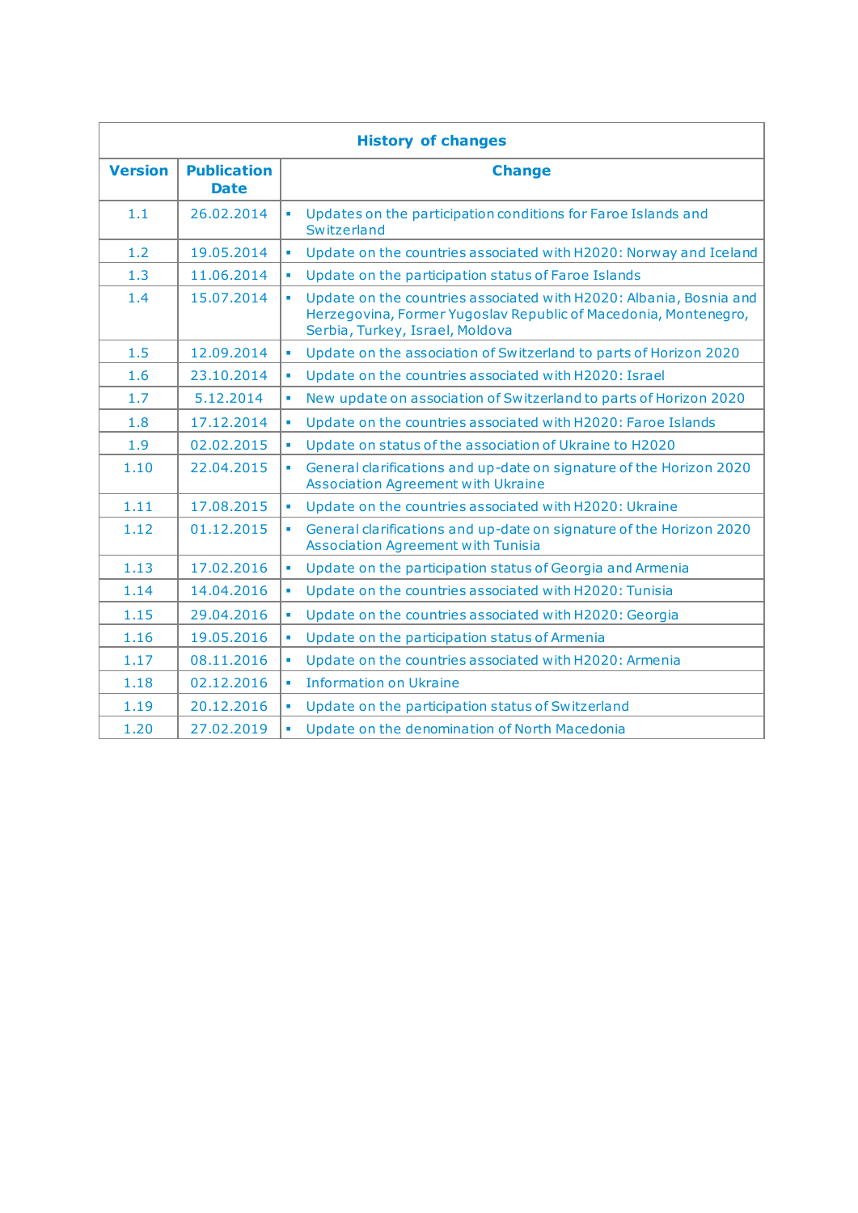| History of changes | | |
|---|---|---|
| **Version** | **Publication Date** | **Change** |
| 1.1 | 26.02.2014 | ▪ Updates on the participation conditions for Faroe Islands and Switzerland |
| 1.2 | 19.05.2014 | ▪ Update on the countries associated with H2020: Norway and Iceland |
| 1.3 | 11.06.2014 | ▪ Update on the participation status of Faroe Islands |
| 1.4 | 15.07.2014 | ▪ Update on the countries associated with H2020: Albania, Bosnia and Herzegovina, Former Yugoslav Republic of Macedonia, Montenegro, Serbia, Turkey, Israel, Moldova |
| 1.5 | 12.09.2014 | ▪ Update on the association of Switzerland to parts of Horizon 2020 |
| 1.6 | 23.10.2014 | ▪ Update on the countries associated with H2020: Israel |
| 1.7 | 5.12.2014 | ▪ New update on association of Switzerland to parts of Horizon 2020 |
| 1.8 | 17.12.2014 | ▪ Update on the countries associated with H2020: Faroe Islands |
| 1.9 | 02.02.2015 | ▪ Update on status of the association of Ukraine to H2020 |
| 1.10 | 22.04.2015 | ▪ General clarifications and up-date on signature of the Horizon 2020 Association Agreement with Ukraine |
| 1.11 | 17.08.2015 | ▪ Update on the countries associated with H2020: Ukraine |
| 1.12 | 01.12.2015 | ▪ General clarifications and up-date on signature of the Horizon 2020 Association Agreement with Tunisia |
| 1.13 | 17.02.2016 | ▪ Update on the participation status of Georgia and Armenia |
| 1.14 | 14.04.2016 | ▪ Update on the countries associated with H2020: Tunisia |
| 1.15 | 29.04.2016 | ▪ Update on the countries associated with H2020: Georgia |
| 1.16 | 19.05.2016 | ▪ Update on the participation status of Armenia |
| 1.17 | 08.11.2016 | ▪ Update on the countries associated with H2020: Armenia |
| 1.18 | 02.12.2016 | ▪ Information on Ukraine |
| 1.19 | 20.12.2016 | ▪ Update on the participation status of Switzerland |
| 1.20 | 27.02.2019 | ▪ Update on the denomination of North Macedonia |